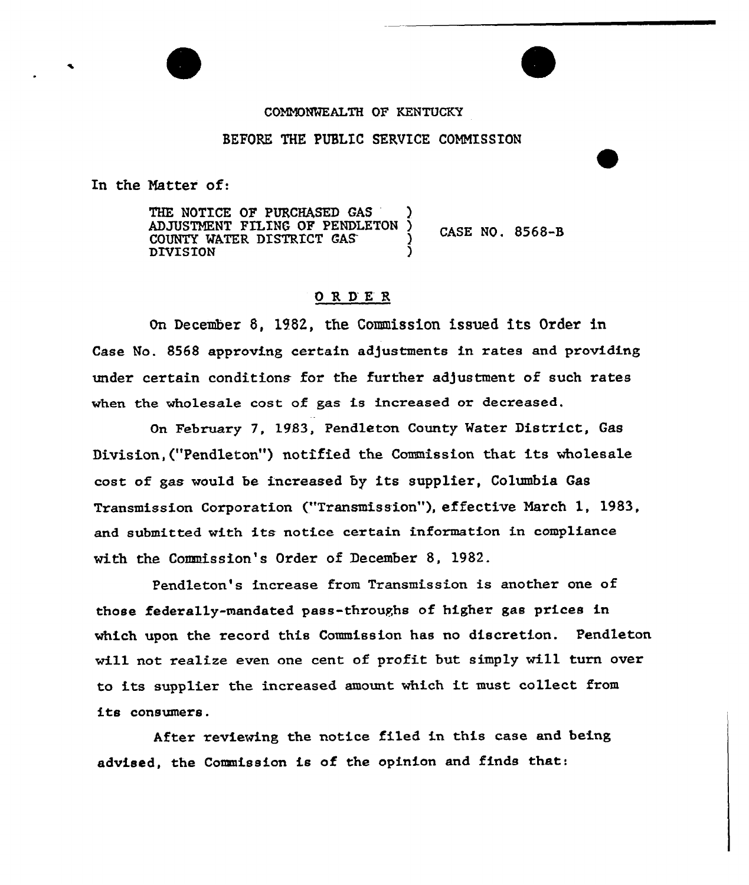COMMONWEALTH OF KENTUCKY

BEFORE THE PUBLIC SERVICE COMMISSION

In the Matter of:

THE NOTICE OF PURCHASED GAS ADJUSTMENT FILING OF PENDLETON COUNTY WATER DISTRICT GAS DIVISION ) CASE NO. 8568-B

## O R D E R

On December 8, 1982, the Commission issued its Order in Case No. 8568 approving certain adjustments in rates and providing under certain conditions for the further adjustment of such rates when the wholesale cost of gas is increased or decreased.

On February 7, 1983, Pendleton County Water District, Gas Division,("Pendleton") notified the Commission that its wholesale cost of gas would be increased by its supplier, Columbia Gas Transmission Corporation ("Transmission"), effective March 1, 1983, and submitted with its notice certain information in compliance with the Commission's Order of December 8, 1982.

Pendleton's increase from Transmission is another one of those federally-mandated pass-throughs of higher gas prices in which upon the record this Commission has no discretion. Pendleton will not realize even one cent of profit but simply will turn over to its supplier the increased amount which it must collect from its consumers.

After reviewing the notice filed in this case and being advised, the Commission is of the opinion and finds that: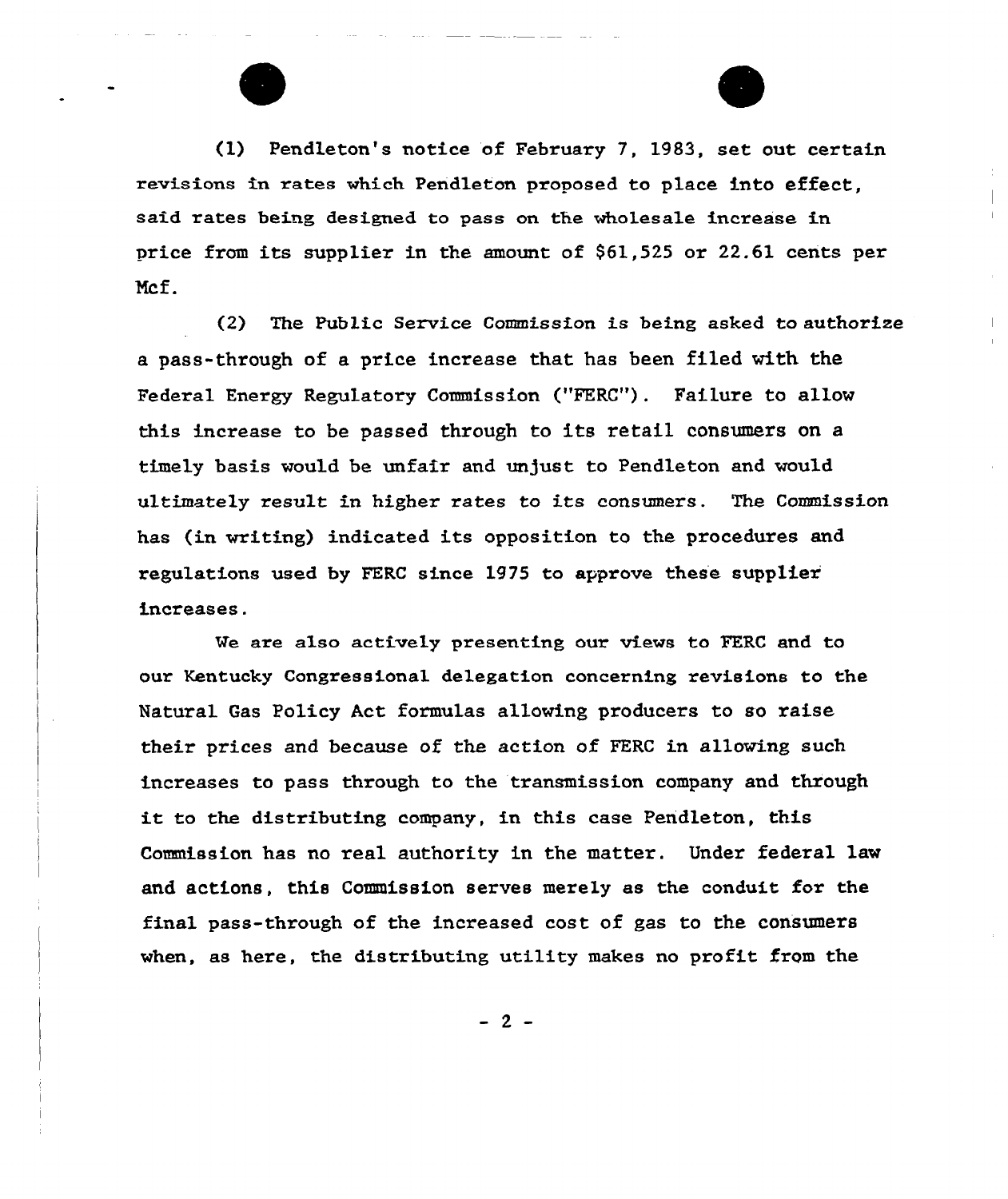(1) Pendleton's notice of February 7, 1983, set out certain revisions in rates which Pendleton proposed to place into effect, said rates being designed to pass on the wholesale increase in price from its supplier in the amount of $61,525 or 22.61 cents per Mcf.

(2) The Public Service Commission is being asked to authorize a pass-through of a price increase that has been filed with the Federal Energy Regulatory Commission ("FERC"). Failure to allow this increase to be passed through to its retail consumers on a timely basis would be unfair and unjust to Pendleton and would ultimately result in higher rates to its consumers. The Commission has (in writing) indicated its opposition to the procedures and regulations used by FERC since 1975 to approve these supplier increases.

We are also actively presenting our views to FERC and to our Kentucky Congressional delegation concerning revisions to the Natural Gas Policy Act formulas allowing producers to so raise their prices and because of the action of FERC in allowing such increases to pass through to the transmission company and through it to the distributing company, in this case Pendleton, this Commission has no real authority in the matter. Under federal law and actions, this Commission serves merely as the conduit for the final pass-through of the increased cost of gas to the consumers when, as here, the distributing utility makes no profit from the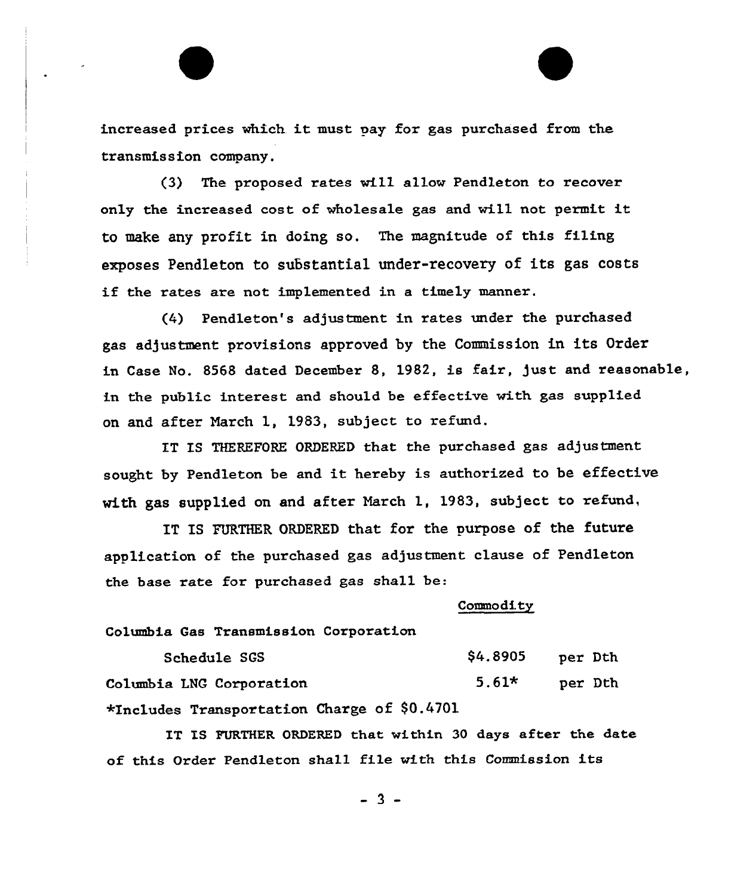increased prices which it must pay for gas purchased from the transmission company.

(3) The proposed rates will allow Pendleton to recover only the increased cost of wholesale gas and will not permit it to make any profit in doing so. The magnitude of this filing exposes Pendleton to substantial under-recovery of its gas costs if the rates are not implemented in a timely manner.

(4) Pendleton's adjustment in rates under the purchased gas adjustment provisions approved by the Commission in its Order in Case No. 8568 dated December 8, 1982, is fair, just and reasonable, in the public interest and should be effective with gas supplied on and after March 1, 1983, subject to refund.

IT IS THEREFORE ORDERED that the purchased gas adjustment sought by Pendleton be and it hereby is authorized to be effective with gas supplied on and after March 1, 1983, subject to refund,

IT IS FURTHER ORDERED that for the purpose of the future application of the purchased gas adjustment clause of Pendleton the base rate for purchased gas shall be:

| | Commodity | |
|---|---|---|
| Columbia Gas Transmission Corporation | | |
| Schedule SGS | $4.8905 | per Dth |
| Columbia LNG Corporation | 5.61* | per Dth |

*Includes Transportation Charge of $0.4701

IT IS FURTHER ORDERED that within 30 days after the date of this Order Pendleton shall file with this Commission its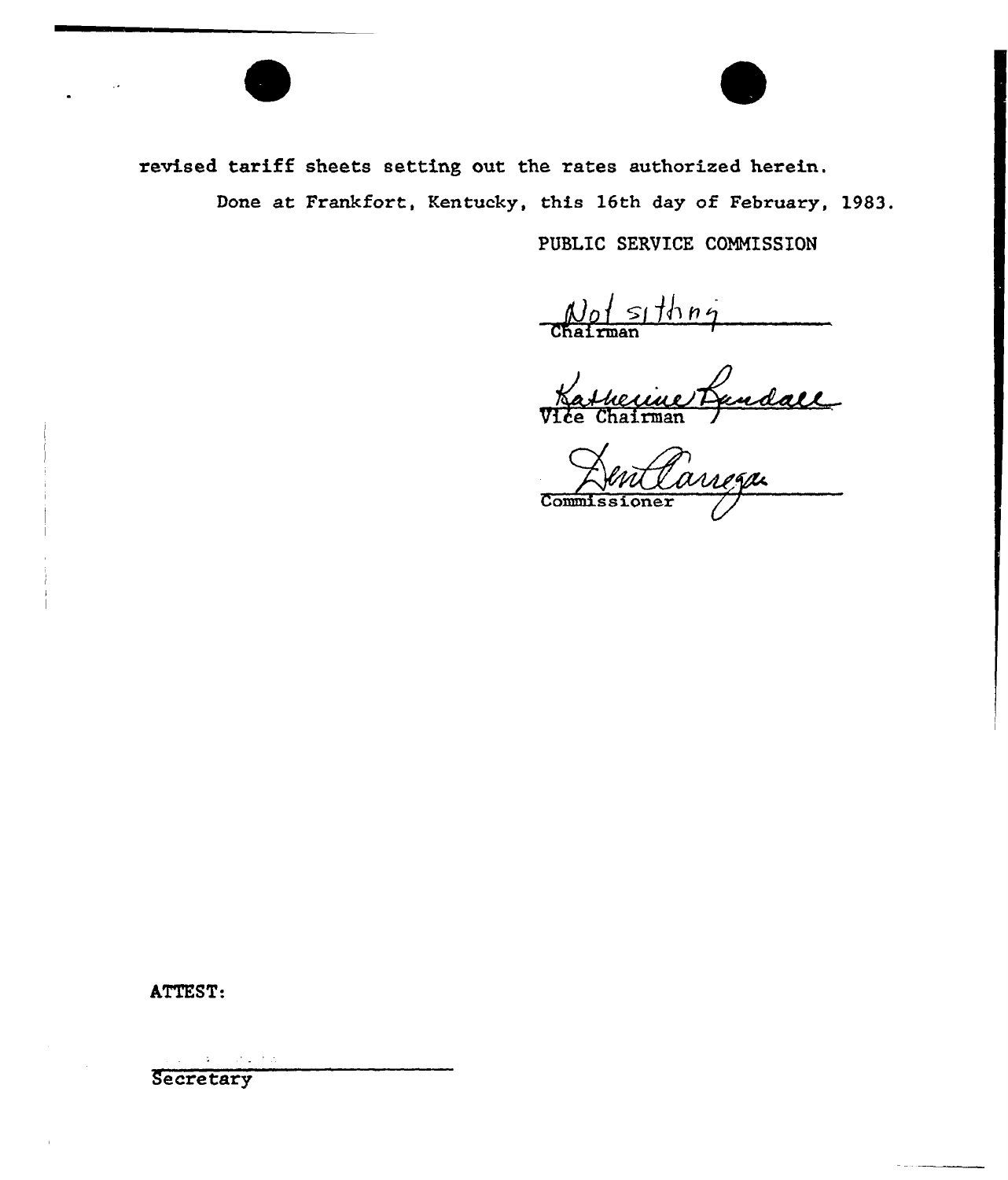revised tariff sheets setting out the rates authorized herein.

Done at Frankfort, Kentucky, this 16th day of February, 1983.

PUBLIC SERVICE COMMISSION

Not sitting
Chairman

Katherine Randall
Vice Chairman

Commissioner

ATTEST:

Secretary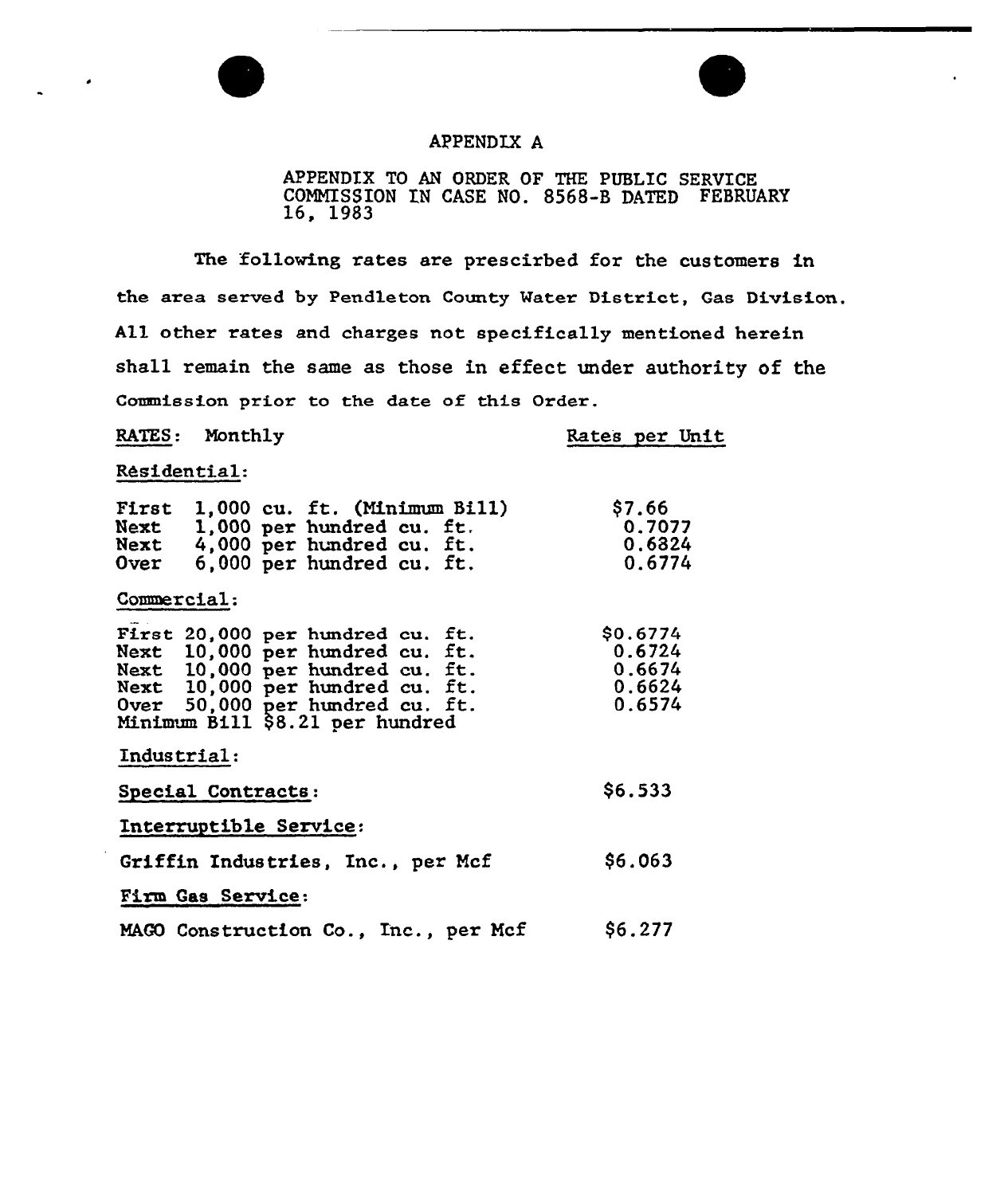# APPENDIX A

APPENDIX TO AN ORDER OF THE PUBLIC SERVICE COMMISSION IN CASE NO. 8568-B DATED FEBRUARY 16, 1983

The following rates are prescirbed for the customers in the area served by Pendleton County Water District, Gas Division. All other rates and charges not specifically mentioned herein shall remain the same as those in effect under authority of the Commission prior to the date of this Order.

| RATES: Monthly | Rates per Unit |
|---|---|
| **Residential:** | |
| First 1,000 cu. ft. (Minimum Bill) | $7.66 |
| Next 1,000 per hundred cu. ft. | 0.7077 |
| Next 4,000 per hundred cu. ft. | 0.6824 |
| Over 6,000 per hundred cu. ft. | 0.6774 |
| **Commercial:** | |
| First 20,000 per hundred cu. ft. | $0.6774 |
| Next 10,000 per hundred cu. ft. | 0.6724 |
| Next 10,000 per hundred cu. ft. | 0.6674 |
| Next 10,000 per hundred cu. ft. | 0.6624 |
| Over 50,000 per hundred cu. ft. | 0.6574 |
| Minimum Bill $8.21 per hundred | |
| **Industrial:** | |
| Special Contracts: | $6.533 |
| Interruptible Service: | |
| Griffin Industries, Inc., per Mcf | $6.063 |
| Firm Gas Service: | |
| MAGO Construction Co., Inc., per Mcf | $6.277 |